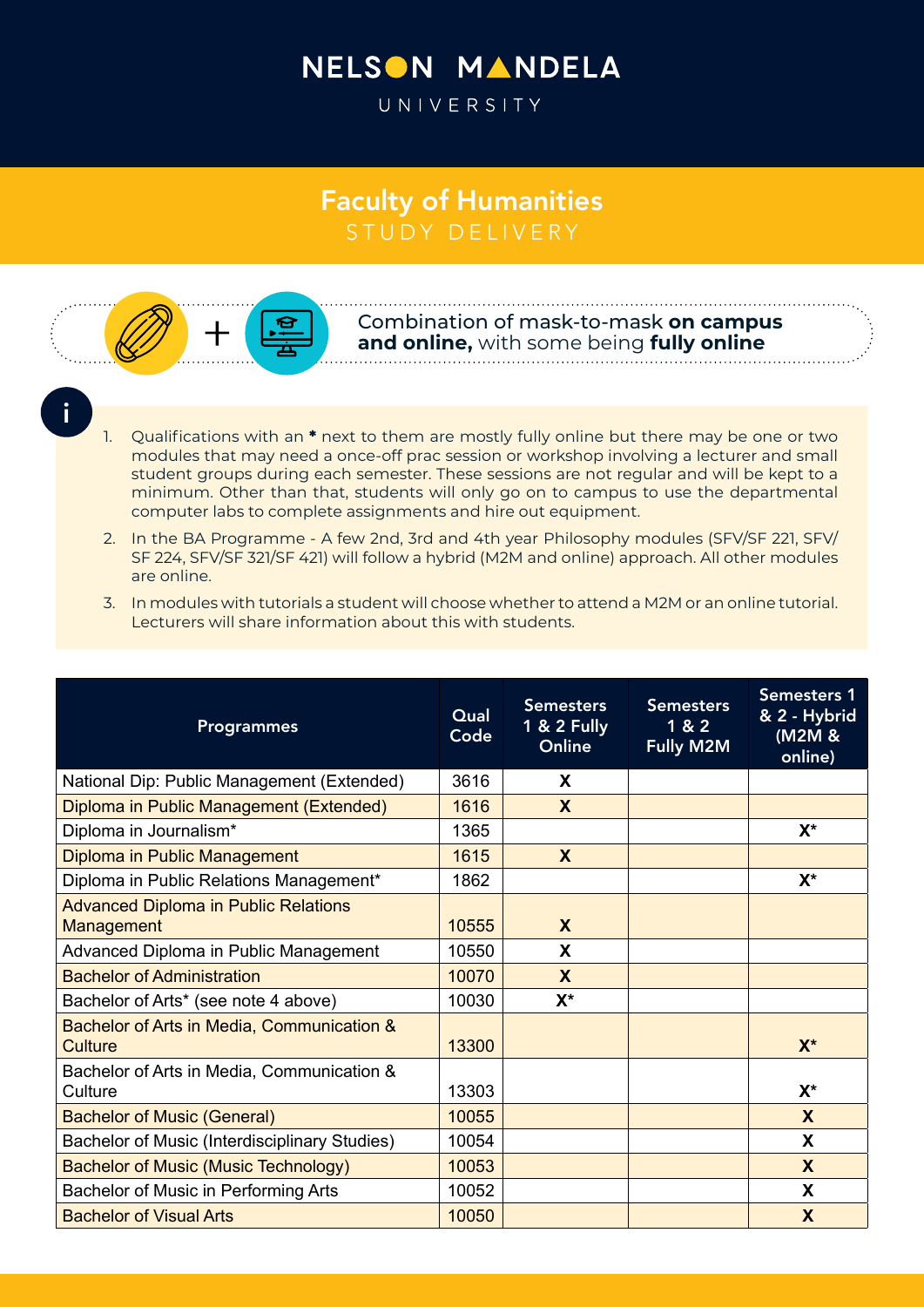# NELSON MANDELA UNIVERSITY

## Faculty of Humanities

### STUDY DELIVERY

Combination of mask-to-mask **on campus and online,** with some being **fully online**

1. Qualifications with an **\*** next to them are mostly fully online but there may be one or two modules that may need a once-off prac session or workshop involving a lecturer and small student groups during each semester. These sessions are not regular and will be kept to a minimum. Other than that, students will only go on to campus to use the departmental computer labs to complete assignments and hire out equipment.
2. In the BA Programme - A few 2nd, 3rd and 4th year Philosophy modules (SFV/SF 221, SFV/SF 224, SFV/SF 321/SF 421) will follow a hybrid (M2M and online) approach. All other modules are online.
3. In modules with tutorials a student will choose whether to attend a M2M or an online tutorial. Lecturers will share information about this with students.

| Programmes | Qual Code | Semesters 1 & 2 Fully Online | Semesters 1 & 2 Fully M2M | Semesters 1 & 2 - Hybrid (M2M & online) |
|---|---|---|---|---|
| National Dip: Public Management (Extended) | 3616 | X | | |
| Diploma in Public Management (Extended) | 1616 | X | | |
| Diploma in Journalism* | 1365 | | | X* |
| Diploma in Public Management | 1615 | X | | |
| Diploma in Public Relations Management* | 1862 | | | X* |
| Advanced Diploma in Public Relations Management | 10555 | X | | |
| Advanced Diploma in Public Management | 10550 | X | | |
| Bachelor of Administration | 10070 | X | | |
| Bachelor of Arts* (see note 4 above) | 10030 | X* | | |
| Bachelor of Arts in Media, Communication & Culture | 13300 | | | X* |
| Bachelor of Arts in Media, Communication & Culture | 13303 | | | X* |
| Bachelor of Music (General) | 10055 | | | X |
| Bachelor of Music (Interdisciplinary Studies) | 10054 | | | X |
| Bachelor of Music (Music Technology) | 10053 | | | X |
| Bachelor of Music in Performing Arts | 10052 | | | X |
| Bachelor of Visual Arts | 10050 | | | X |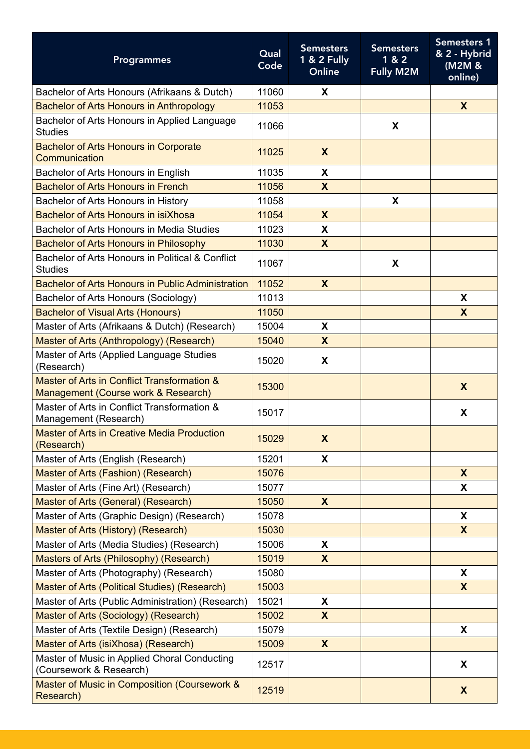| Programmes | Qual Code | Semesters 1 & 2 Fully Online | Semesters 1 & 2 Fully M2M | Semesters 1 & 2 - Hybrid (M2M & online) |
|---|---|---|---|---|
| Bachelor of Arts Honours (Afrikaans & Dutch) | 11060 | X | | |
| Bachelor of Arts Honours in Anthropology | 11053 | | | X |
| Bachelor of Arts Honours in Applied Language Studies | 11066 | | X | |
| Bachelor of Arts Honours in Corporate Communication | 11025 | X | | |
| Bachelor of Arts Honours in English | 11035 | X | | |
| Bachelor of Arts Honours in French | 11056 | X | | |
| Bachelor of Arts Honours in History | 11058 | | X | |
| Bachelor of Arts Honours in isiXhosa | 11054 | X | | |
| Bachelor of Arts Honours in Media Studies | 11023 | X | | |
| Bachelor of Arts Honours in Philosophy | 11030 | X | | |
| Bachelor of Arts Honours in Political & Conflict Studies | 11067 | | X | |
| Bachelor of Arts Honours in Public Administration | 11052 | X | | |
| Bachelor of Arts Honours (Sociology) | 11013 | | | X |
| Bachelor of Visual Arts (Honours) | 11050 | | | X |
| Master of Arts (Afrikaans & Dutch) (Research) | 15004 | X | | |
| Master of Arts (Anthropology) (Research) | 15040 | X | | |
| Master of Arts (Applied Language Studies (Research) | 15020 | X | | |
| Master of Arts in Conflict Transformation & Management (Course work & Research) | 15300 | | | X |
| Master of Arts in Conflict Transformation & Management (Research) | 15017 | | | X |
| Master of Arts in Creative Media Production (Research) | 15029 | X | | |
| Master of Arts (English (Research) | 15201 | X | | |
| Master of Arts (Fashion) (Research) | 15076 | | | X |
| Master of Arts (Fine Art) (Research) | 15077 | | | X |
| Master of Arts (General) (Research) | 15050 | X | | |
| Master of Arts (Graphic Design) (Research) | 15078 | | | X |
| Master of Arts (History) (Research) | 15030 | | | X |
| Master of Arts (Media Studies) (Research) | 15006 | X | | |
| Masters of Arts (Philosophy) (Research) | 15019 | X | | |
| Master of Arts (Photography) (Research) | 15080 | | | X |
| Master of Arts (Political Studies) (Research) | 15003 | | | X |
| Master of Arts (Public Administration) (Research) | 15021 | X | | |
| Master of Arts (Sociology) (Research) | 15002 | X | | |
| Master of Arts (Textile Design) (Research) | 15079 | | | X |
| Master of Arts (isiXhosa) (Research) | 15009 | X | | |
| Master of Music in Applied Choral Conducting (Coursework & Research) | 12517 | | | X |
| Master of Music in Composition (Coursework & Research) | 12519 | | | X |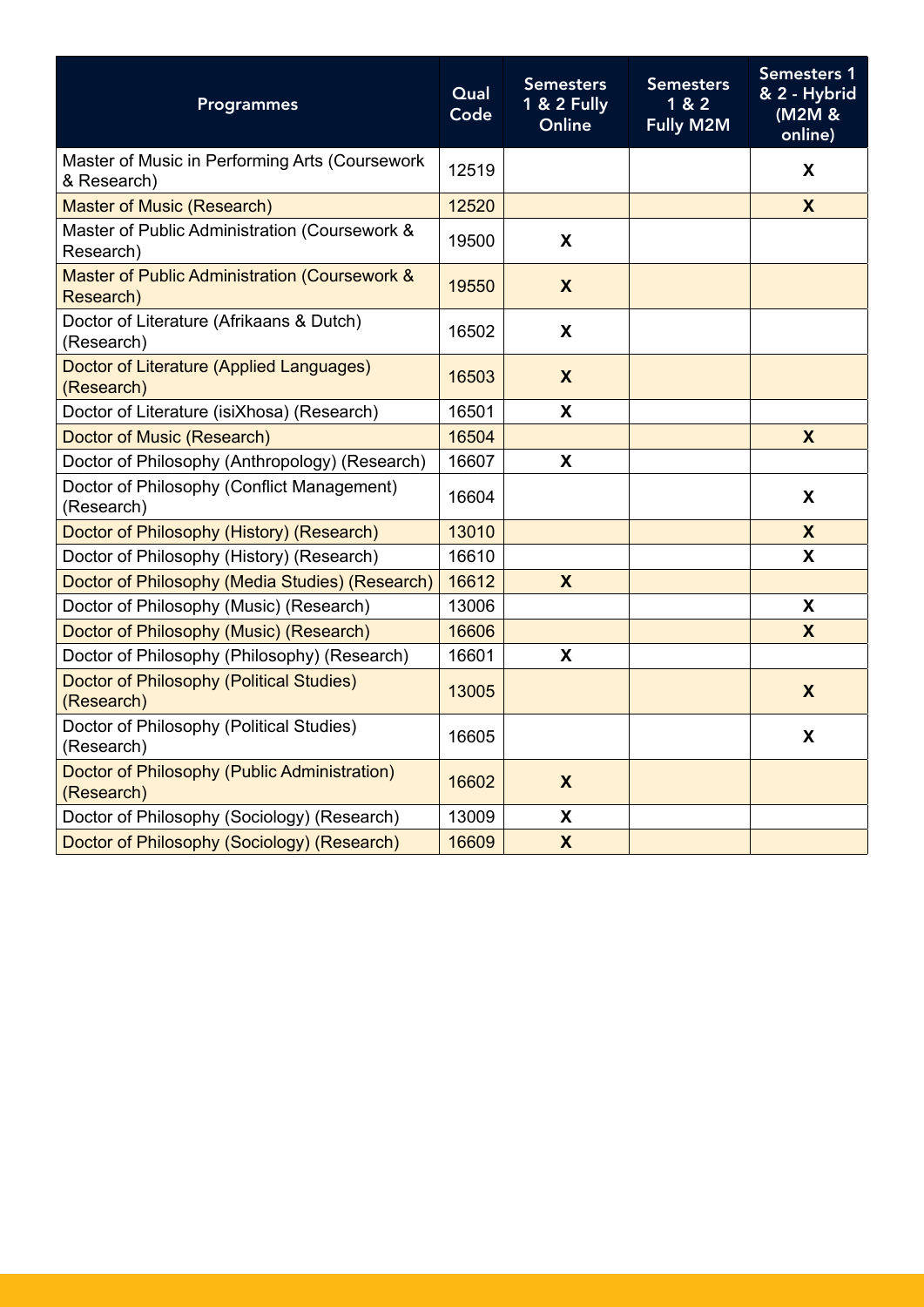| Programmes | Qual Code | Semesters 1 & 2 Fully Online | Semesters 1 & 2 Fully M2M | Semesters 1 & 2 - Hybrid (M2M & online) |
|---|---|---|---|---|
| Master of Music in Performing Arts (Coursework & Research) | 12519 | | | X |
| Master of Music (Research) | 12520 | | | X |
| Master of Public Administration (Coursework & Research) | 19500 | X | | |
| Master of Public Administration (Coursework & Research) | 19550 | X | | |
| Doctor of Literature (Afrikaans & Dutch) (Research) | 16502 | X | | |
| Doctor of Literature (Applied Languages) (Research) | 16503 | X | | |
| Doctor of Literature (isiXhosa) (Research) | 16501 | X | | |
| Doctor of Music (Research) | 16504 | | | X |
| Doctor of Philosophy (Anthropology) (Research) | 16607 | X | | |
| Doctor of Philosophy (Conflict Management) (Research) | 16604 | | | X |
| Doctor of Philosophy (History) (Research) | 13010 | | | X |
| Doctor of Philosophy (History) (Research) | 16610 | | | X |
| Doctor of Philosophy (Media Studies) (Research) | 16612 | X | | |
| Doctor of Philosophy (Music) (Research) | 13006 | | | X |
| Doctor of Philosophy (Music) (Research) | 16606 | | | X |
| Doctor of Philosophy (Philosophy) (Research) | 16601 | X | | |
| Doctor of Philosophy (Political Studies) (Research) | 13005 | | | X |
| Doctor of Philosophy (Political Studies) (Research) | 16605 | | | X |
| Doctor of Philosophy (Public Administration) (Research) | 16602 | X | | |
| Doctor of Philosophy (Sociology) (Research) | 13009 | X | | |
| Doctor of Philosophy (Sociology) (Research) | 16609 | X | | |